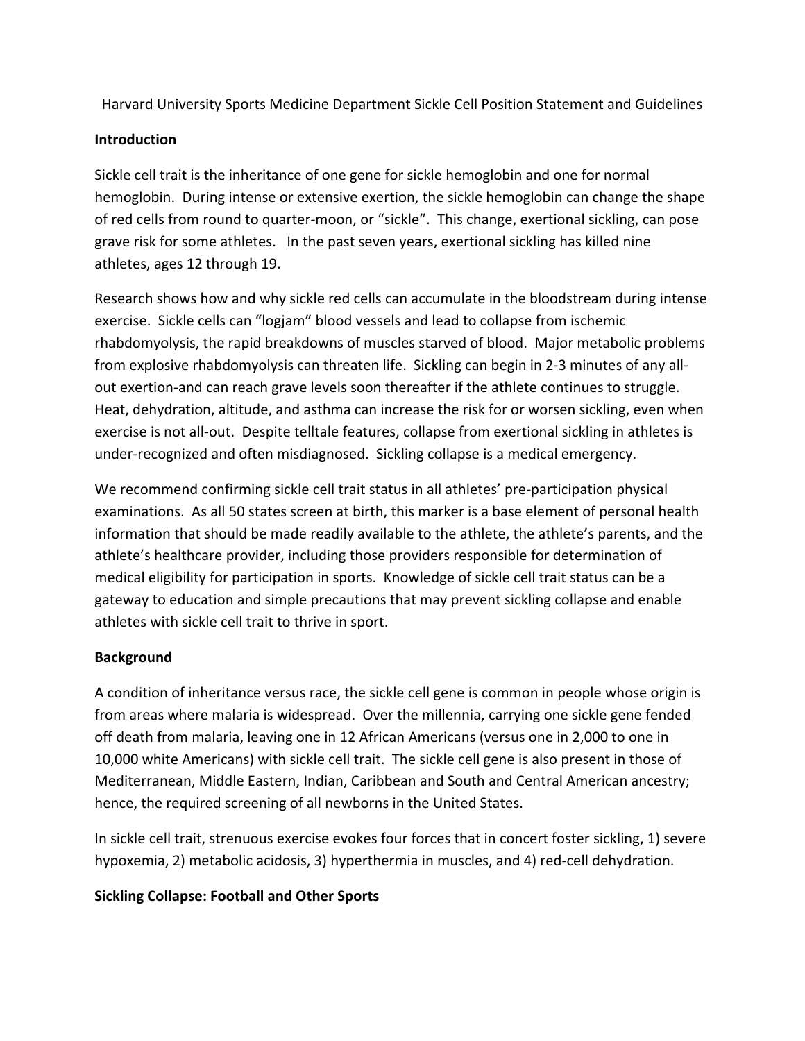# Harvard University Sports Medicine Department Sickle Cell Position Statement and Guidelines

## Introduction

Sickle cell trait is the inheritance of one gene for sickle hemoglobin and one for normal hemoglobin. During intense or extensive exertion, the sickle hemoglobin can change the shape of red cells from round to quarter-moon, or "sickle". This change, exertional sickling, can pose grave risk for some athletes. In the past seven years, exertional sickling has killed nine athletes, ages 12 through 19.

Research shows how and why sickle red cells can accumulate in the bloodstream during intense exercise. Sickle cells can "logjam" blood vessels and lead to collapse from ischemic rhabdomyolysis, the rapid breakdowns of muscles starved of blood. Major metabolic problems from explosive rhabdomyolysis can threaten life. Sickling can begin in 2-3 minutes of any all-out exertion-and can reach grave levels soon thereafter if the athlete continues to struggle. Heat, dehydration, altitude, and asthma can increase the risk for or worsen sickling, even when exercise is not all-out. Despite telltale features, collapse from exertional sickling in athletes is under-recognized and often misdiagnosed. Sickling collapse is a medical emergency.

We recommend confirming sickle cell trait status in all athletes' pre-participation physical examinations. As all 50 states screen at birth, this marker is a base element of personal health information that should be made readily available to the athlete, the athlete's parents, and the athlete's healthcare provider, including those providers responsible for determination of medical eligibility for participation in sports. Knowledge of sickle cell trait status can be a gateway to education and simple precautions that may prevent sickling collapse and enable athletes with sickle cell trait to thrive in sport.

## Background

A condition of inheritance versus race, the sickle cell gene is common in people whose origin is from areas where malaria is widespread. Over the millennia, carrying one sickle gene fended off death from malaria, leaving one in 12 African Americans (versus one in 2,000 to one in 10,000 white Americans) with sickle cell trait. The sickle cell gene is also present in those of Mediterranean, Middle Eastern, Indian, Caribbean and South and Central American ancestry; hence, the required screening of all newborns in the United States.

In sickle cell trait, strenuous exercise evokes four forces that in concert foster sickling, 1) severe hypoxemia, 2) metabolic acidosis, 3) hyperthermia in muscles, and 4) red-cell dehydration.

## Sickling Collapse: Football and Other Sports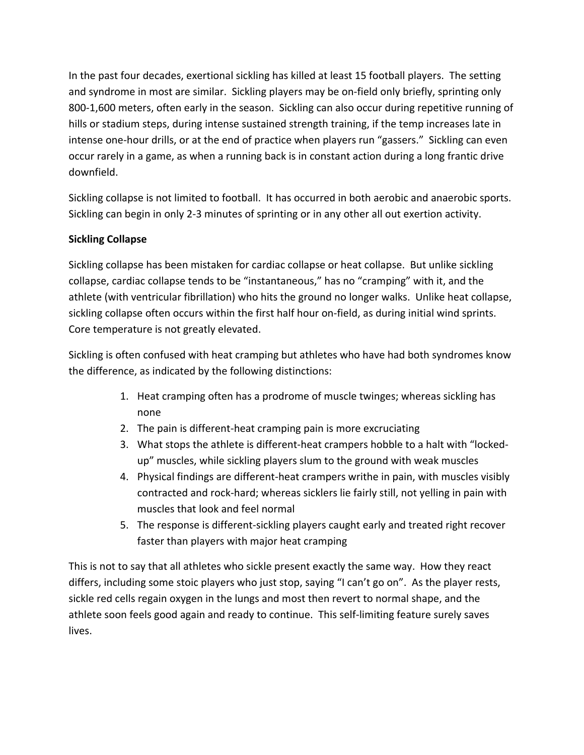In the past four decades, exertional sickling has killed at least 15 football players. The setting and syndrome in most are similar. Sickling players may be on-field only briefly, sprinting only 800-1,600 meters, often early in the season. Sickling can also occur during repetitive running of hills or stadium steps, during intense sustained strength training, if the temp increases late in intense one-hour drills, or at the end of practice when players run "gassers." Sickling can even occur rarely in a game, as when a running back is in constant action during a long frantic drive downfield.

Sickling collapse is not limited to football. It has occurred in both aerobic and anaerobic sports. Sickling can begin in only 2-3 minutes of sprinting or in any other all out exertion activity.

**Sickling Collapse**

Sickling collapse has been mistaken for cardiac collapse or heat collapse. But unlike sickling collapse, cardiac collapse tends to be "instantaneous," has no "cramping" with it, and the athlete (with ventricular fibrillation) who hits the ground no longer walks. Unlike heat collapse, sickling collapse often occurs within the first half hour on-field, as during initial wind sprints. Core temperature is not greatly elevated.

Sickling is often confused with heat cramping but athletes who have had both syndromes know the difference, as indicated by the following distinctions:

1. Heat cramping often has a prodrome of muscle twinges; whereas sickling has none
2. The pain is different-heat cramping pain is more excruciating
3. What stops the athlete is different-heat crampers hobble to a halt with "locked-up" muscles, while sickling players slum to the ground with weak muscles
4. Physical findings are different-heat crampers writhe in pain, with muscles visibly contracted and rock-hard; whereas sicklers lie fairly still, not yelling in pain with muscles that look and feel normal
5. The response is different-sickling players caught early and treated right recover faster than players with major heat cramping

This is not to say that all athletes who sickle present exactly the same way. How they react differs, including some stoic players who just stop, saying "I can't go on". As the player rests, sickle red cells regain oxygen in the lungs and most then revert to normal shape, and the athlete soon feels good again and ready to continue. This self-limiting feature surely saves lives.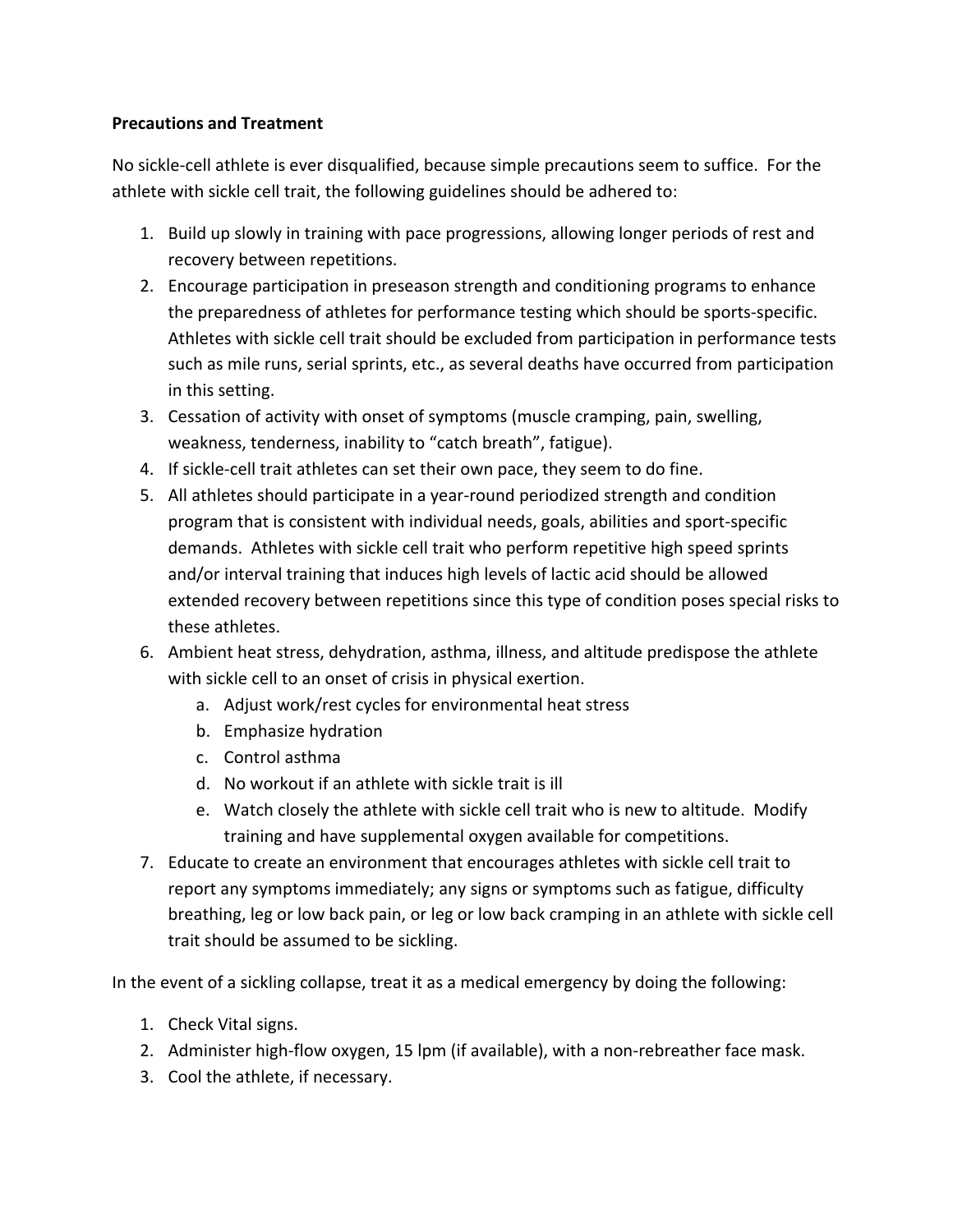**Precautions and Treatment**

No sickle-cell athlete is ever disqualified, because simple precautions seem to suffice. For the athlete with sickle cell trait, the following guidelines should be adhered to:

1. Build up slowly in training with pace progressions, allowing longer periods of rest and recovery between repetitions.
2. Encourage participation in preseason strength and conditioning programs to enhance the preparedness of athletes for performance testing which should be sports-specific. Athletes with sickle cell trait should be excluded from participation in performance tests such as mile runs, serial sprints, etc., as several deaths have occurred from participation in this setting.
3. Cessation of activity with onset of symptoms (muscle cramping, pain, swelling, weakness, tenderness, inability to "catch breath", fatigue).
4. If sickle-cell trait athletes can set their own pace, they seem to do fine.
5. All athletes should participate in a year-round periodized strength and condition program that is consistent with individual needs, goals, abilities and sport-specific demands. Athletes with sickle cell trait who perform repetitive high speed sprints and/or interval training that induces high levels of lactic acid should be allowed extended recovery between repetitions since this type of condition poses special risks to these athletes.
6. Ambient heat stress, dehydration, asthma, illness, and altitude predispose the athlete with sickle cell to an onset of crisis in physical exertion.
   a. Adjust work/rest cycles for environmental heat stress
   b. Emphasize hydration
   c. Control asthma
   d. No workout if an athlete with sickle trait is ill
   e. Watch closely the athlete with sickle cell trait who is new to altitude. Modify training and have supplemental oxygen available for competitions.
7. Educate to create an environment that encourages athletes with sickle cell trait to report any symptoms immediately; any signs or symptoms such as fatigue, difficulty breathing, leg or low back pain, or leg or low back cramping in an athlete with sickle cell trait should be assumed to be sickling.

In the event of a sickling collapse, treat it as a medical emergency by doing the following:

1. Check Vital signs.
2. Administer high-flow oxygen, 15 lpm (if available), with a non-rebreather face mask.
3. Cool the athlete, if necessary.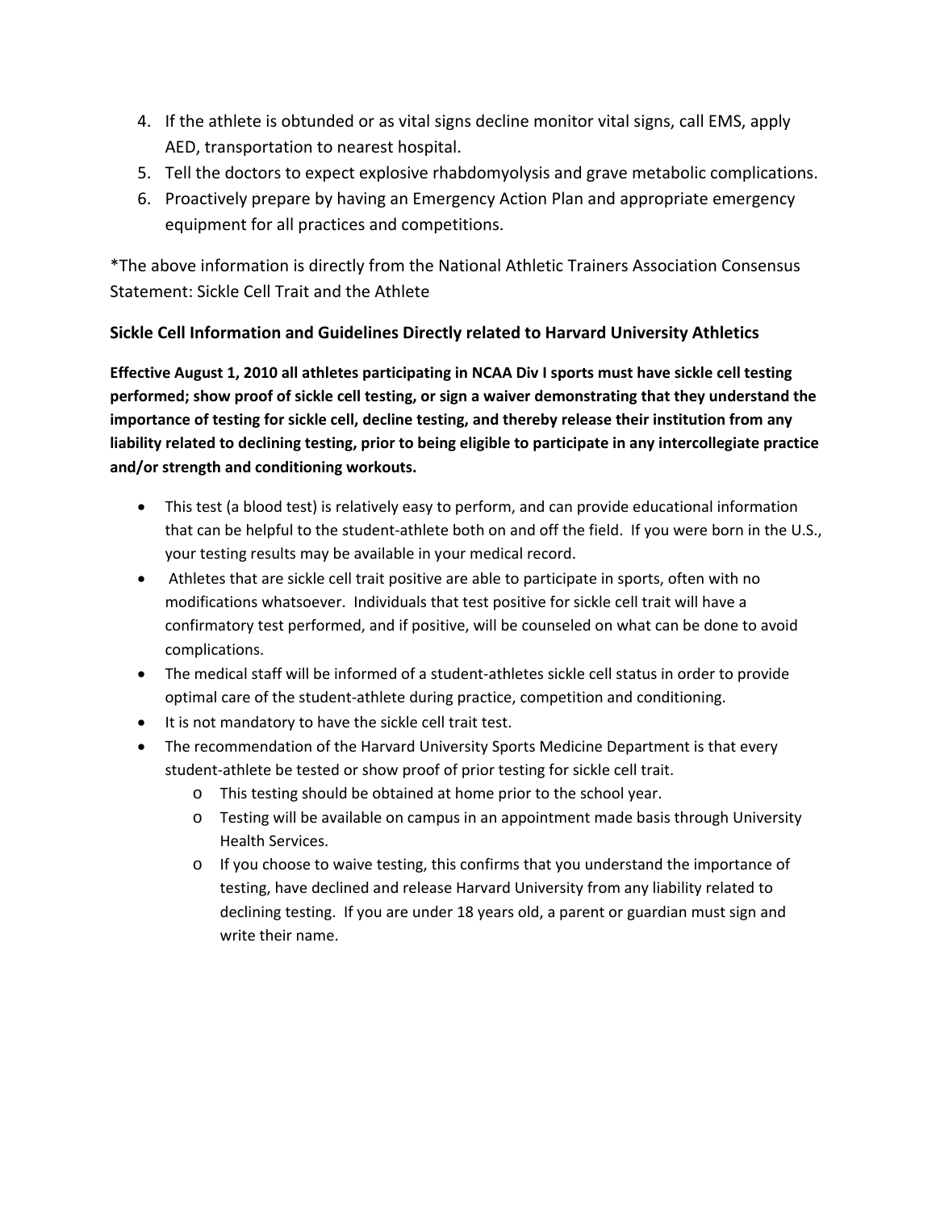4. If the athlete is obtunded or as vital signs decline monitor vital signs, call EMS, apply AED, transportation to nearest hospital.
5. Tell the doctors to expect explosive rhabdomyolysis and grave metabolic complications.
6. Proactively prepare by having an Emergency Action Plan and appropriate emergency equipment for all practices and competitions.

*The above information is directly from the National Athletic Trainers Association Consensus Statement: Sickle Cell Trait and the Athlete

### Sickle Cell Information and Guidelines Directly related to Harvard University Athletics

**Effective August 1, 2010 all athletes participating in NCAA Div I sports must have sickle cell testing performed; show proof of sickle cell testing, or sign a waiver demonstrating that they understand the importance of testing for sickle cell, decline testing, and thereby release their institution from any liability related to declining testing, prior to being eligible to participate in any intercollegiate practice and/or strength and conditioning workouts.**

- This test (a blood test) is relatively easy to perform, and can provide educational information that can be helpful to the student-athlete both on and off the field. If you were born in the U.S., your testing results may be available in your medical record.
- Athletes that are sickle cell trait positive are able to participate in sports, often with no modifications whatsoever. Individuals that test positive for sickle cell trait will have a confirmatory test performed, and if positive, will be counseled on what can be done to avoid complications.
- The medical staff will be informed of a student-athletes sickle cell status in order to provide optimal care of the student-athlete during practice, competition and conditioning.
- It is not mandatory to have the sickle cell trait test.
- The recommendation of the Harvard University Sports Medicine Department is that every student-athlete be tested or show proof of prior testing for sickle cell trait.
  - This testing should be obtained at home prior to the school year.
  - Testing will be available on campus in an appointment made basis through University Health Services.
  - If you choose to waive testing, this confirms that you understand the importance of testing, have declined and release Harvard University from any liability related to declining testing. If you are under 18 years old, a parent or guardian must sign and write their name.